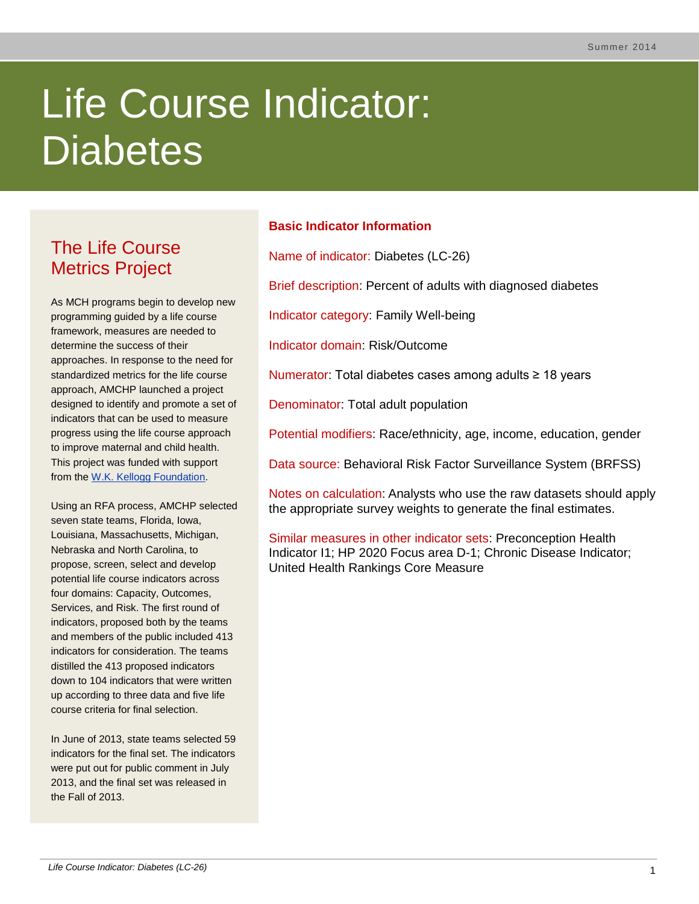# Life Course Indicator: Diabetes

## The Life Course Metrics Project

As MCH programs begin to develop new programming guided by a life course framework, measures are needed to determine the success of their approaches. In response to the need for standardized metrics for the life course approach, AMCHP launched a project designed to identify and promote a set of indicators that can be used to measure progress using the life course approach to improve maternal and child health. This project was funded with support from the W.K. Kellogg Foundation.

Using an RFA process, AMCHP selected seven state teams, Florida, Iowa, Louisiana, Massachusetts, Michigan, Nebraska and North Carolina, to propose, screen, select and develop potential life course indicators across four domains: Capacity, Outcomes, Services, and Risk. The first round of indicators, proposed both by the teams and members of the public included 413 indicators for consideration. The teams distilled the 413 proposed indicators down to 104 indicators that were written up according to three data and five life course criteria for final selection.

In June of 2013, state teams selected 59 indicators for the final set. The indicators were put out for public comment in July 2013, and the final set was released in the Fall of 2013.

## Basic Indicator Information

Name of indicator: Diabetes (LC-26)

Brief description: Percent of adults with diagnosed diabetes

Indicator category: Family Well-being

Indicator domain: Risk/Outcome

Numerator: Total diabetes cases among adults ≥ 18 years

Denominator: Total adult population

Potential modifiers: Race/ethnicity, age, income, education, gender

Data source: Behavioral Risk Factor Surveillance System (BRFSS)

Notes on calculation: Analysts who use the raw datasets should apply the appropriate survey weights to generate the final estimates.

Similar measures in other indicator sets: Preconception Health Indicator I1; HP 2020 Focus area D-1; Chronic Disease Indicator; United Health Rankings Core Measure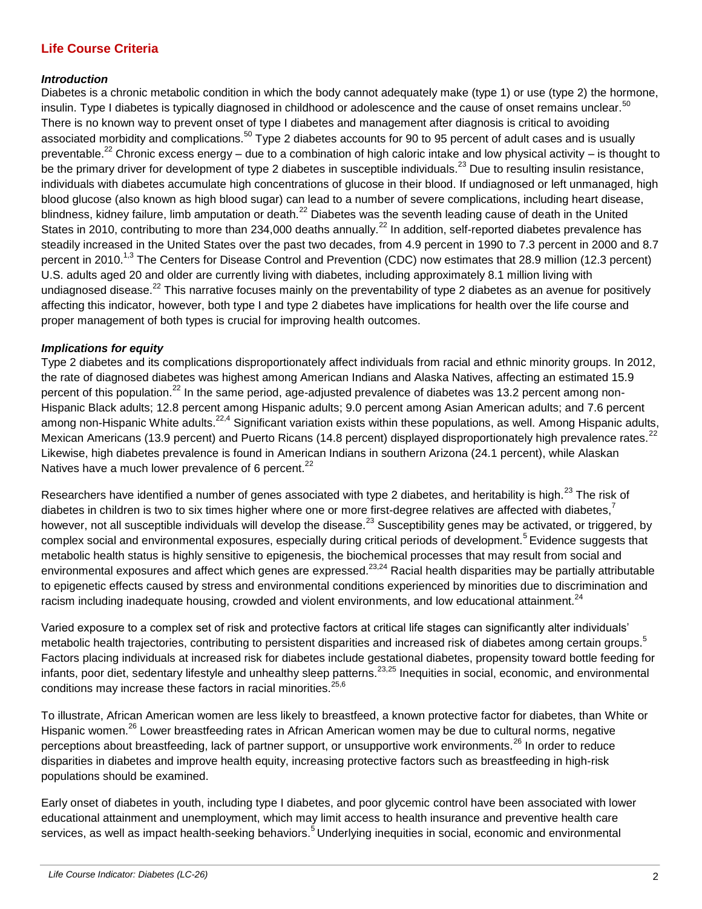## Life Course Criteria

### *Introduction*

Diabetes is a chronic metabolic condition in which the body cannot adequately make (type 1) or use (type 2) the hormone, insulin. Type I diabetes is typically diagnosed in childhood or adolescence and the cause of onset remains unclear.[50] There is no known way to prevent onset of type I diabetes and management after diagnosis is critical to avoiding associated morbidity and complications.[50] Type 2 diabetes accounts for 90 to 95 percent of adult cases and is usually preventable.[22] Chronic excess energy – due to a combination of high caloric intake and low physical activity – is thought to be the primary driver for development of type 2 diabetes in susceptible individuals.[23] Due to resulting insulin resistance, individuals with diabetes accumulate high concentrations of glucose in their blood. If undiagnosed or left unmanaged, high blood glucose (also known as high blood sugar) can lead to a number of severe complications, including heart disease, blindness, kidney failure, limb amputation or death.[22] Diabetes was the seventh leading cause of death in the United States in 2010, contributing to more than 234,000 deaths annually.[22] In addition, self-reported diabetes prevalence has steadily increased in the United States over the past two decades, from 4.9 percent in 1990 to 7.3 percent in 2000 and 8.7 percent in 2010.[1,3] The Centers for Disease Control and Prevention (CDC) now estimates that 28.9 million (12.3 percent) U.S. adults aged 20 and older are currently living with diabetes, including approximately 8.1 million living with undiagnosed disease.[22] This narrative focuses mainly on the preventability of type 2 diabetes as an avenue for positively affecting this indicator, however, both type I and type 2 diabetes have implications for health over the life course and proper management of both types is crucial for improving health outcomes.

### *Implications for equity*

Type 2 diabetes and its complications disproportionately affect individuals from racial and ethnic minority groups. In 2012, the rate of diagnosed diabetes was highest among American Indians and Alaska Natives, affecting an estimated 15.9 percent of this population.[22] In the same period, age-adjusted prevalence of diabetes was 13.2 percent among non-Hispanic Black adults; 12.8 percent among Hispanic adults; 9.0 percent among Asian American adults; and 7.6 percent among non-Hispanic White adults.[22,4] Significant variation exists within these populations, as well. Among Hispanic adults, Mexican Americans (13.9 percent) and Puerto Ricans (14.8 percent) displayed disproportionately high prevalence rates.[22] Likewise, high diabetes prevalence is found in American Indians in southern Arizona (24.1 percent), while Alaskan Natives have a much lower prevalence of 6 percent.[22]

Researchers have identified a number of genes associated with type 2 diabetes, and heritability is high.[23] The risk of diabetes in children is two to six times higher where one or more first-degree relatives are affected with diabetes,[7] however, not all susceptible individuals will develop the disease.[23] Susceptibility genes may be activated, or triggered, by complex social and environmental exposures, especially during critical periods of development.[5] Evidence suggests that metabolic health status is highly sensitive to epigenesis, the biochemical processes that may result from social and environmental exposures and affect which genes are expressed.[23,24] Racial health disparities may be partially attributable to epigenetic effects caused by stress and environmental conditions experienced by minorities due to discrimination and racism including inadequate housing, crowded and violent environments, and low educational attainment.[24]

Varied exposure to a complex set of risk and protective factors at critical life stages can significantly alter individuals' metabolic health trajectories, contributing to persistent disparities and increased risk of diabetes among certain groups.[5] Factors placing individuals at increased risk for diabetes include gestational diabetes, propensity toward bottle feeding for infants, poor diet, sedentary lifestyle and unhealthy sleep patterns.[23,25] Inequities in social, economic, and environmental conditions may increase these factors in racial minorities.[25,6]

To illustrate, African American women are less likely to breastfeed, a known protective factor for diabetes, than White or Hispanic women.[26] Lower breastfeeding rates in African American women may be due to cultural norms, negative perceptions about breastfeeding, lack of partner support, or unsupportive work environments.[26] In order to reduce disparities in diabetes and improve health equity, increasing protective factors such as breastfeeding in high-risk populations should be examined.

Early onset of diabetes in youth, including type I diabetes, and poor glycemic control have been associated with lower educational attainment and unemployment, which may limit access to health insurance and preventive health care services, as well as impact health-seeking behaviors.[5] Underlying inequities in social, economic and environmental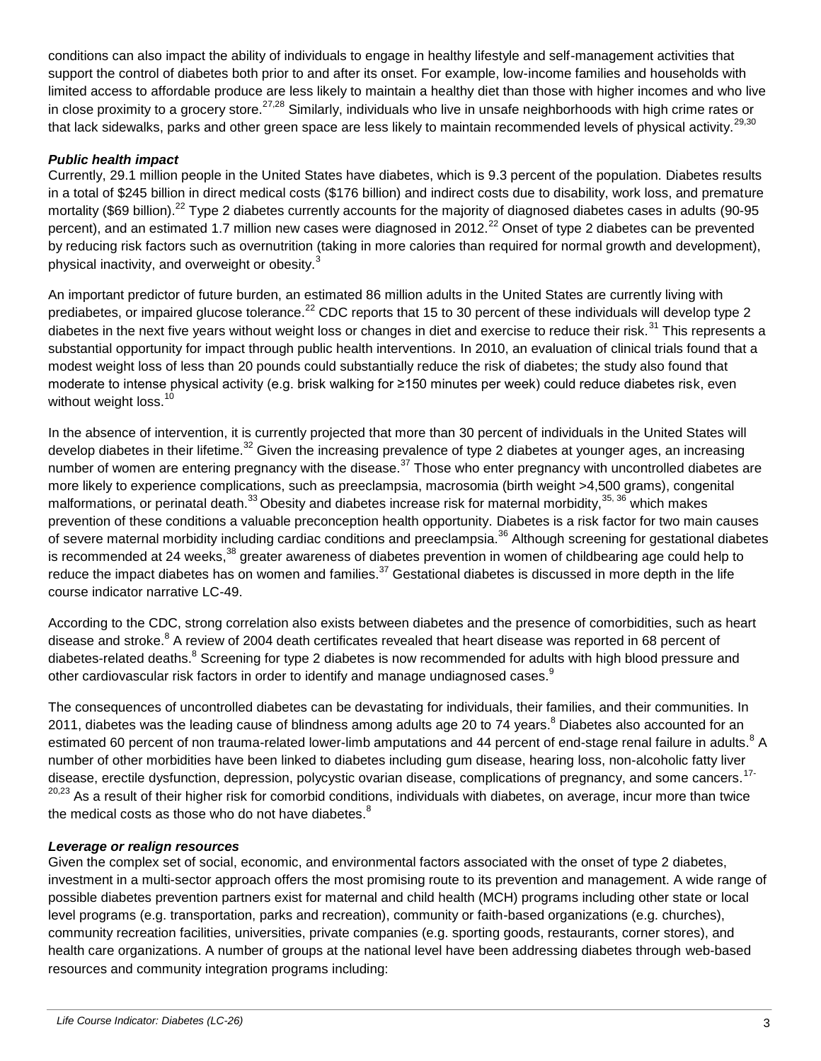conditions can also impact the ability of individuals to engage in healthy lifestyle and self-management activities that support the control of diabetes both prior to and after its onset. For example, low-income families and households with limited access to affordable produce are less likely to maintain a healthy diet than those with higher incomes and who live in close proximity to a grocery store.[27,28] Similarly, individuals who live in unsafe neighborhoods with high crime rates or that lack sidewalks, parks and other green space are less likely to maintain recommended levels of physical activity.[29,30]

***Public health impact***

Currently, 29.1 million people in the United States have diabetes, which is 9.3 percent of the population. Diabetes results in a total of $245 billion in direct medical costs ($176 billion) and indirect costs due to disability, work loss, and premature mortality ($69 billion).[22] Type 2 diabetes currently accounts for the majority of diagnosed diabetes cases in adults (90-95 percent), and an estimated 1.7 million new cases were diagnosed in 2012.[22] Onset of type 2 diabetes can be prevented by reducing risk factors such as overnutrition (taking in more calories than required for normal growth and development), physical inactivity, and overweight or obesity.[3]

An important predictor of future burden, an estimated 86 million adults in the United States are currently living with prediabetes, or impaired glucose tolerance.[22] CDC reports that 15 to 30 percent of these individuals will develop type 2 diabetes in the next five years without weight loss or changes in diet and exercise to reduce their risk.[31] This represents a substantial opportunity for impact through public health interventions. In 2010, an evaluation of clinical trials found that a modest weight loss of less than 20 pounds could substantially reduce the risk of diabetes; the study also found that moderate to intense physical activity (e.g. brisk walking for ≥150 minutes per week) could reduce diabetes risk, even without weight loss.[10]

In the absence of intervention, it is currently projected that more than 30 percent of individuals in the United States will develop diabetes in their lifetime.[32] Given the increasing prevalence of type 2 diabetes at younger ages, an increasing number of women are entering pregnancy with the disease.[37] Those who enter pregnancy with uncontrolled diabetes are more likely to experience complications, such as preeclampsia, macrosomia (birth weight >4,500 grams), congenital malformations, or perinatal death.[33] Obesity and diabetes increase risk for maternal morbidity,[35, 36] which makes prevention of these conditions a valuable preconception health opportunity. Diabetes is a risk factor for two main causes of severe maternal morbidity including cardiac conditions and preeclampsia.[36] Although screening for gestational diabetes is recommended at 24 weeks,[38] greater awareness of diabetes prevention in women of childbearing age could help to reduce the impact diabetes has on women and families.[37] Gestational diabetes is discussed in more depth in the life course indicator narrative LC-49.

According to the CDC, strong correlation also exists between diabetes and the presence of comorbidities, such as heart disease and stroke.[8] A review of 2004 death certificates revealed that heart disease was reported in 68 percent of diabetes-related deaths.[8] Screening for type 2 diabetes is now recommended for adults with high blood pressure and other cardiovascular risk factors in order to identify and manage undiagnosed cases.[9]

The consequences of uncontrolled diabetes can be devastating for individuals, their families, and their communities. In 2011, diabetes was the leading cause of blindness among adults age 20 to 74 years.[8] Diabetes also accounted for an estimated 60 percent of non trauma-related lower-limb amputations and 44 percent of end-stage renal failure in adults.[8] A number of other morbidities have been linked to diabetes including gum disease, hearing loss, non-alcoholic fatty liver disease, erectile dysfunction, depression, polycystic ovarian disease, complications of pregnancy, and some cancers.[17-20,23] As a result of their higher risk for comorbid conditions, individuals with diabetes, on average, incur more than twice the medical costs as those who do not have diabetes.[8]

***Leverage or realign resources***

Given the complex set of social, economic, and environmental factors associated with the onset of type 2 diabetes, investment in a multi-sector approach offers the most promising route to its prevention and management. A wide range of possible diabetes prevention partners exist for maternal and child health (MCH) programs including other state or local level programs (e.g. transportation, parks and recreation), community or faith-based organizations (e.g. churches), community recreation facilities, universities, private companies (e.g. sporting goods, restaurants, corner stores), and health care organizations. A number of groups at the national level have been addressing diabetes through web-based resources and community integration programs including: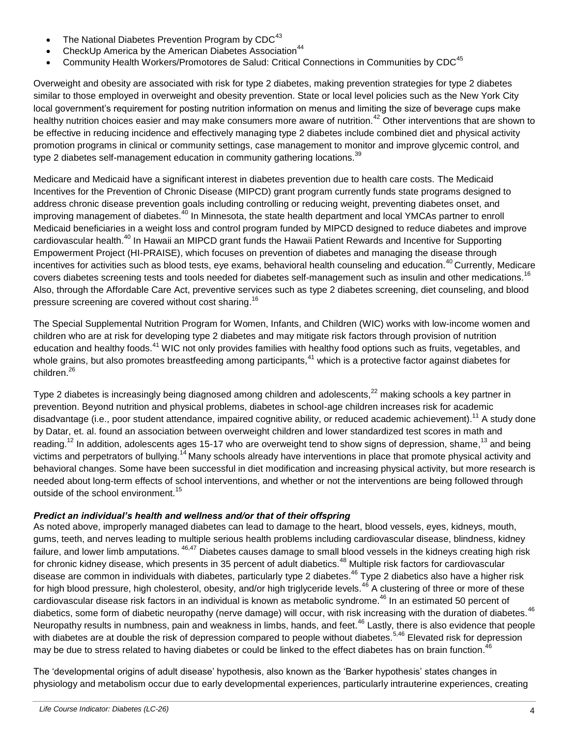- The National Diabetes Prevention Program by CDC[43]
- CheckUp America by the American Diabetes Association[44]
- Community Health Workers/Promotores de Salud: Critical Connections in Communities by CDC[45]

Overweight and obesity are associated with risk for type 2 diabetes, making prevention strategies for type 2 diabetes similar to those employed in overweight and obesity prevention. State or local level policies such as the New York City local government's requirement for posting nutrition information on menus and limiting the size of beverage cups make healthy nutrition choices easier and may make consumers more aware of nutrition.[42] Other interventions that are shown to be effective in reducing incidence and effectively managing type 2 diabetes include combined diet and physical activity promotion programs in clinical or community settings, case management to monitor and improve glycemic control, and type 2 diabetes self-management education in community gathering locations.[39]

Medicare and Medicaid have a significant interest in diabetes prevention due to health care costs. The Medicaid Incentives for the Prevention of Chronic Disease (MIPCD) grant program currently funds state programs designed to address chronic disease prevention goals including controlling or reducing weight, preventing diabetes onset, and improving management of diabetes.[40] In Minnesota, the state health department and local YMCAs partner to enroll Medicaid beneficiaries in a weight loss and control program funded by MIPCD designed to reduce diabetes and improve cardiovascular health.[40] In Hawaii an MIPCD grant funds the Hawaii Patient Rewards and Incentive for Supporting Empowerment Project (HI-PRAISE), which focuses on prevention of diabetes and managing the disease through incentives for activities such as blood tests, eye exams, behavioral health counseling and education.[40] Currently, Medicare covers diabetes screening tests and tools needed for diabetes self-management such as insulin and other medications.[16] Also, through the Affordable Care Act, preventive services such as type 2 diabetes screening, diet counseling, and blood pressure screening are covered without cost sharing.[16]

The Special Supplemental Nutrition Program for Women, Infants, and Children (WIC) works with low-income women and children who are at risk for developing type 2 diabetes and may mitigate risk factors through provision of nutrition education and healthy foods.[41] WIC not only provides families with healthy food options such as fruits, vegetables, and whole grains, but also promotes breastfeeding among participants,[41] which is a protective factor against diabetes for children.[26]

Type 2 diabetes is increasingly being diagnosed among children and adolescents,[22] making schools a key partner in prevention. Beyond nutrition and physical problems, diabetes in school-age children increases risk for academic disadvantage (i.e., poor student attendance, impaired cognitive ability, or reduced academic achievement).[11] A study done by Datar, et. al. found an association between overweight children and lower standardized test scores in math and reading.[12] In addition, adolescents ages 15-17 who are overweight tend to show signs of depression, shame,[13] and being victims and perpetrators of bullying.[14] Many schools already have interventions in place that promote physical activity and behavioral changes. Some have been successful in diet modification and increasing physical activity, but more research is needed about long-term effects of school interventions, and whether or not the interventions are being followed through outside of the school environment.[15]

***Predict an individual's health and wellness and/or that of their offspring***

As noted above, improperly managed diabetes can lead to damage to the heart, blood vessels, eyes, kidneys, mouth, gums, teeth, and nerves leading to multiple serious health problems including cardiovascular disease, blindness, kidney failure, and lower limb amputations.[46,47] Diabetes causes damage to small blood vessels in the kidneys creating high risk for chronic kidney disease, which presents in 35 percent of adult diabetics.[48] Multiple risk factors for cardiovascular disease are common in individuals with diabetes, particularly type 2 diabetes.[46] Type 2 diabetics also have a higher risk for high blood pressure, high cholesterol, obesity, and/or high triglyceride levels.[46] A clustering of three or more of these cardiovascular disease risk factors in an individual is known as metabolic syndrome.[46] In an estimated 50 percent of diabetics, some form of diabetic neuropathy (nerve damage) will occur, with risk increasing with the duration of diabetes.[46] Neuropathy results in numbness, pain and weakness in limbs, hands, and feet.[46] Lastly, there is also evidence that people with diabetes are at double the risk of depression compared to people without diabetes.[5,46] Elevated risk for depression may be due to stress related to having diabetes or could be linked to the effect diabetes has on brain function.[46]

The 'developmental origins of adult disease' hypothesis, also known as the 'Barker hypothesis' states changes in physiology and metabolism occur due to early developmental experiences, particularly intrauterine experiences, creating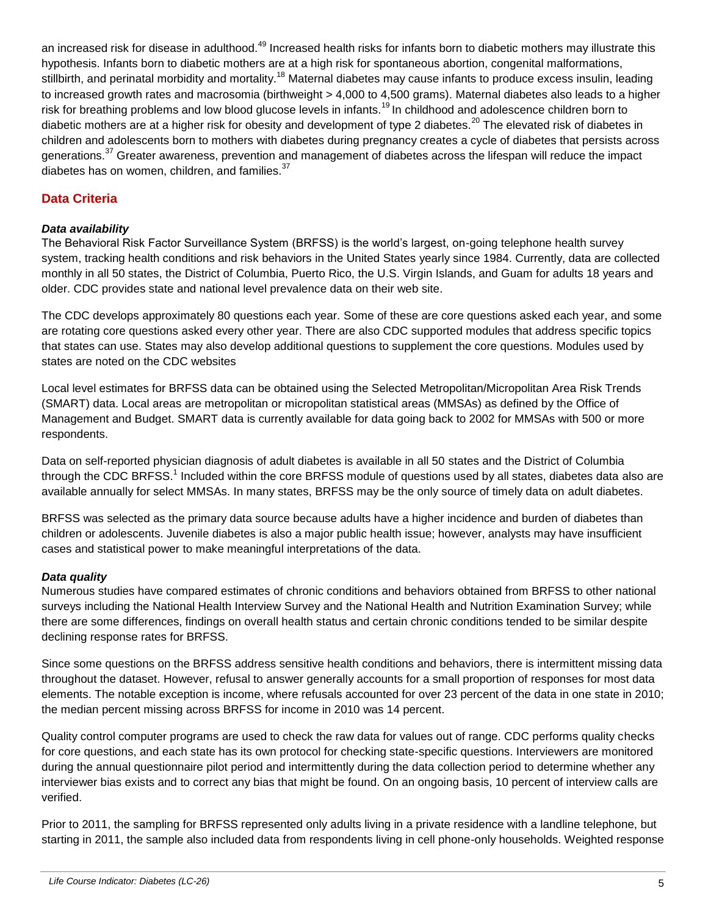an increased risk for disease in adulthood.[49] Increased health risks for infants born to diabetic mothers may illustrate this hypothesis. Infants born to diabetic mothers are at a high risk for spontaneous abortion, congenital malformations, stillbirth, and perinatal morbidity and mortality.[18] Maternal diabetes may cause infants to produce excess insulin, leading to increased growth rates and macrosomia (birthweight > 4,000 to 4,500 grams). Maternal diabetes also leads to a higher risk for breathing problems and low blood glucose levels in infants.[19] In childhood and adolescence children born to diabetic mothers are at a higher risk for obesity and development of type 2 diabetes.[20] The elevated risk of diabetes in children and adolescents born to mothers with diabetes during pregnancy creates a cycle of diabetes that persists across generations.[37] Greater awareness, prevention and management of diabetes across the lifespan will reduce the impact diabetes has on women, children, and families.[37]

## Data Criteria

### *Data availability*

The Behavioral Risk Factor Surveillance System (BRFSS) is the world's largest, on-going telephone health survey system, tracking health conditions and risk behaviors in the United States yearly since 1984. Currently, data are collected monthly in all 50 states, the District of Columbia, Puerto Rico, the U.S. Virgin Islands, and Guam for adults 18 years and older. CDC provides state and national level prevalence data on their web site.

The CDC develops approximately 80 questions each year. Some of these are core questions asked each year, and some are rotating core questions asked every other year. There are also CDC supported modules that address specific topics that states can use. States may also develop additional questions to supplement the core questions. Modules used by states are noted on the CDC websites

Local level estimates for BRFSS data can be obtained using the Selected Metropolitan/Micropolitan Area Risk Trends (SMART) data. Local areas are metropolitan or micropolitan statistical areas (MMSAs) as defined by the Office of Management and Budget. SMART data is currently available for data going back to 2002 for MMSAs with 500 or more respondents.

Data on self-reported physician diagnosis of adult diabetes is available in all 50 states and the District of Columbia through the CDC BRFSS.[1] Included within the core BRFSS module of questions used by all states, diabetes data also are available annually for select MMSAs. In many states, BRFSS may be the only source of timely data on adult diabetes.

BRFSS was selected as the primary data source because adults have a higher incidence and burden of diabetes than children or adolescents. Juvenile diabetes is also a major public health issue; however, analysts may have insufficient cases and statistical power to make meaningful interpretations of the data.

### *Data quality*

Numerous studies have compared estimates of chronic conditions and behaviors obtained from BRFSS to other national surveys including the National Health Interview Survey and the National Health and Nutrition Examination Survey; while there are some differences, findings on overall health status and certain chronic conditions tended to be similar despite declining response rates for BRFSS.

Since some questions on the BRFSS address sensitive health conditions and behaviors, there is intermittent missing data throughout the dataset. However, refusal to answer generally accounts for a small proportion of responses for most data elements. The notable exception is income, where refusals accounted for over 23 percent of the data in one state in 2010; the median percent missing across BRFSS for income in 2010 was 14 percent.

Quality control computer programs are used to check the raw data for values out of range. CDC performs quality checks for core questions, and each state has its own protocol for checking state-specific questions. Interviewers are monitored during the annual questionnaire pilot period and intermittently during the data collection period to determine whether any interviewer bias exists and to correct any bias that might be found. On an ongoing basis, 10 percent of interview calls are verified.

Prior to 2011, the sampling for BRFSS represented only adults living in a private residence with a landline telephone, but starting in 2011, the sample also included data from respondents living in cell phone-only households. Weighted response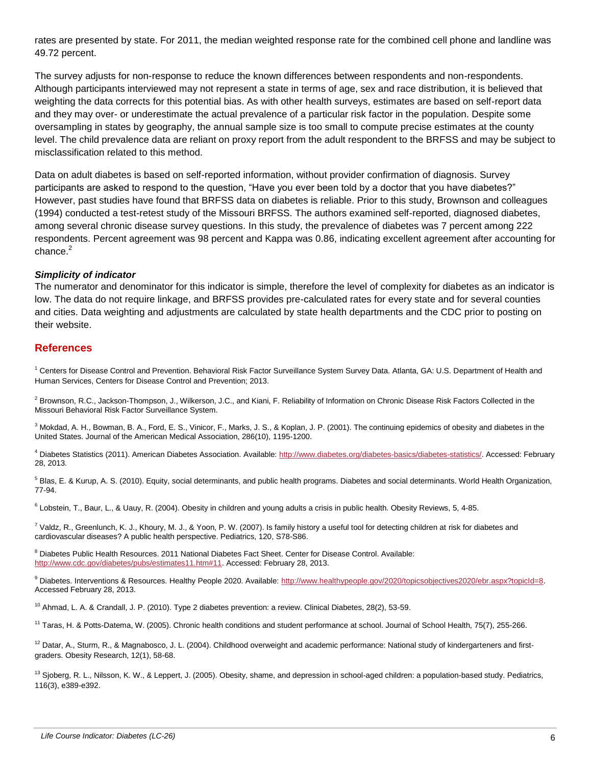rates are presented by state. For 2011, the median weighted response rate for the combined cell phone and landline was 49.72 percent.

The survey adjusts for non-response to reduce the known differences between respondents and non-respondents. Although participants interviewed may not represent a state in terms of age, sex and race distribution, it is believed that weighting the data corrects for this potential bias. As with other health surveys, estimates are based on self-report data and they may over- or underestimate the actual prevalence of a particular risk factor in the population. Despite some oversampling in states by geography, the annual sample size is too small to compute precise estimates at the county level. The child prevalence data are reliant on proxy report from the adult respondent to the BRFSS and may be subject to misclassification related to this method.

Data on adult diabetes is based on self-reported information, without provider confirmation of diagnosis. Survey participants are asked to respond to the question, "Have you ever been told by a doctor that you have diabetes?" However, past studies have found that BRFSS data on diabetes is reliable. Prior to this study, Brownson and colleagues (1994) conducted a test-retest study of the Missouri BRFSS. The authors examined self-reported, diagnosed diabetes, among several chronic disease survey questions. In this study, the prevalence of diabetes was 7 percent among 222 respondents. Percent agreement was 98 percent and Kappa was 0.86, indicating excellent agreement after accounting for chance.[2]

***Simplicity of indicator***

The numerator and denominator for this indicator is simple, therefore the level of complexity for diabetes as an indicator is low. The data do not require linkage, and BRFSS provides pre-calculated rates for every state and for several counties and cities. Data weighting and adjustments are calculated by state health departments and the CDC prior to posting on their website.

## References

[1] Centers for Disease Control and Prevention. Behavioral Risk Factor Surveillance System Survey Data. Atlanta, GA: U.S. Department of Health and Human Services, Centers for Disease Control and Prevention; 2013.

[2] Brownson, R.C., Jackson-Thompson, J., Wilkerson, J.C., and Kiani, F. Reliability of Information on Chronic Disease Risk Factors Collected in the Missouri Behavioral Risk Factor Surveillance System.

[3] Mokdad, A. H., Bowman, B. A., Ford, E. S., Vinicor, F., Marks, J. S., & Koplan, J. P. (2001). The continuing epidemics of obesity and diabetes in the United States. Journal of the American Medical Association, 286(10), 1195-1200.

[4] Diabetes Statistics (2011). American Diabetes Association. Available: http://www.diabetes.org/diabetes-basics/diabetes-statistics/. Accessed: February 28, 2013.

[5] Blas, E. & Kurup, A. S. (2010). Equity, social determinants, and public health programs. Diabetes and social determinants. World Health Organization, 77-94.

[6] Lobstein, T., Baur, L., & Uauy, R. (2004). Obesity in children and young adults a crisis in public health. Obesity Reviews, 5, 4-85.

[7] Valdz, R., Greenlunch, K. J., Khoury, M. J., & Yoon, P. W. (2007). Is family history a useful tool for detecting children at risk for diabetes and cardiovascular diseases? A public health perspective. Pediatrics, 120, S78-S86.

[8] Diabetes Public Health Resources. 2011 National Diabetes Fact Sheet. Center for Disease Control. Available: http://www.cdc.gov/diabetes/pubs/estimates11.htm#11. Accessed: February 28, 2013.

[9] Diabetes. Interventions & Resources. Healthy People 2020. Available: http://www.healthypeople.gov/2020/topicsobjectives2020/ebr.aspx?topicId=8. Accessed February 28, 2013.

[10] Ahmad, L. A. & Crandall, J. P. (2010). Type 2 diabetes prevention: a review. Clinical Diabetes, 28(2), 53-59.

[11] Taras, H. & Potts-Datema, W. (2005). Chronic health conditions and student performance at school. Journal of School Health, 75(7), 255-266.

[12] Datar, A., Sturm, R., & Magnabosco, J. L. (2004). Childhood overweight and academic performance: National study of kindergarteners and first-graders. Obesity Research, 12(1), 58-68.

[13] Sjoberg, R. L., Nilsson, K. W., & Leppert, J. (2005). Obesity, shame, and depression in school-aged children: a population-based study. Pediatrics, 116(3), e389-e392.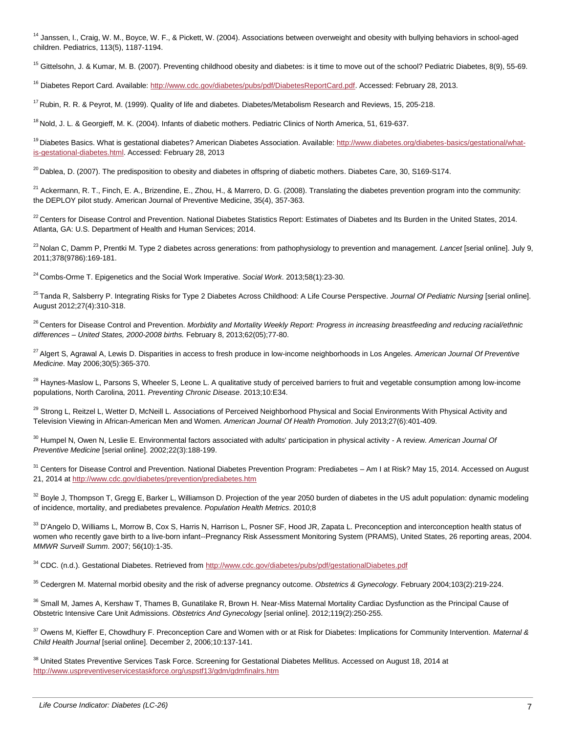[14] Janssen, I., Craig, W. M., Boyce, W. F., & Pickett, W. (2004). Associations between overweight and obesity with bullying behaviors in school-aged children. Pediatrics, 113(5), 1187-1194.

[15] Gittelsohn, J. & Kumar, M. B. (2007). Preventing childhood obesity and diabetes: is it time to move out of the school? Pediatric Diabetes, 8(9), 55-69.

[16] Diabetes Report Card. Available: http://www.cdc.gov/diabetes/pubs/pdf/DiabetesReportCard.pdf. Accessed: February 28, 2013.

[17] Rubin, R. R. & Peyrot, M. (1999). Quality of life and diabetes. Diabetes/Metabolism Research and Reviews, 15, 205-218.

[18] Nold, J. L. & Georgieff, M. K. (2004). Infants of diabetic mothers. Pediatric Clinics of North America, 51, 619-637.

[19] Diabetes Basics. What is gestational diabetes? American Diabetes Association. Available: http://www.diabetes.org/diabetes-basics/gestational/what-is-gestational-diabetes.html. Accessed: February 28, 2013

[20] Dablea, D. (2007). The predisposition to obesity and diabetes in offspring of diabetic mothers. Diabetes Care, 30, S169-S174.

[21] Ackermann, R. T., Finch, E. A., Brizendine, E., Zhou, H., & Marrero, D. G. (2008). Translating the diabetes prevention program into the community: the DEPLOY pilot study. American Journal of Preventive Medicine, 35(4), 357-363.

[22] Centers for Disease Control and Prevention. National Diabetes Statistics Report: Estimates of Diabetes and Its Burden in the United States, 2014. Atlanta, GA: U.S. Department of Health and Human Services; 2014.

[23] Nolan C, Damm P, Prentki M. Type 2 diabetes across generations: from pathophysiology to prevention and management. *Lancet* [serial online]. July 9, 2011;378(9786):169-181.

[24] Combs-Orme T. Epigenetics and the Social Work Imperative. *Social Work*. 2013;58(1):23-30.

[25] Tanda R, Salsberry P. Integrating Risks for Type 2 Diabetes Across Childhood: A Life Course Perspective. *Journal Of Pediatric Nursing* [serial online]. August 2012;27(4):310-318.

[26] Centers for Disease Control and Prevention. *Morbidity and Mortality Weekly Report: Progress in increasing breastfeeding and reducing racial/ethnic differences – United States, 2000-2008 births.* February 8, 2013;62(05);77-80.

[27] Algert S, Agrawal A, Lewis D. Disparities in access to fresh produce in low-income neighborhoods in Los Angeles. *American Journal Of Preventive Medicine*. May 2006;30(5):365-370.

[28] Haynes-Maslow L, Parsons S, Wheeler S, Leone L. A qualitative study of perceived barriers to fruit and vegetable consumption among low-income populations, North Carolina, 2011. *Preventing Chronic Disease*. 2013;10:E34.

[29] Strong L, Reitzel L, Wetter D, McNeill L. Associations of Perceived Neighborhood Physical and Social Environments With Physical Activity and Television Viewing in African-American Men and Women. *American Journal Of Health Promotion*. July 2013;27(6):401-409.

[30] Humpel N, Owen N, Leslie E. Environmental factors associated with adults' participation in physical activity - A review. *American Journal Of Preventive Medicine* [serial online]. 2002;22(3):188-199.

[31] Centers for Disease Control and Prevention. National Diabetes Prevention Program: Prediabetes – Am I at Risk? May 15, 2014. Accessed on August 21, 2014 at http://www.cdc.gov/diabetes/prevention/prediabetes.htm

[32] Boyle J, Thompson T, Gregg E, Barker L, Williamson D. Projection of the year 2050 burden of diabetes in the US adult population: dynamic modeling of incidence, mortality, and prediabetes prevalence. *Population Health Metrics*. 2010;8

[33] D'Angelo D, Williams L, Morrow B, Cox S, Harris N, Harrison L, Posner SF, Hood JR, Zapata L. Preconception and interconception health status of women who recently gave birth to a live-born infant--Pregnancy Risk Assessment Monitoring System (PRAMS), United States, 26 reporting areas, 2004. *MMWR Surveill Summ*. 2007; 56(10):1-35.

[34] CDC. (n.d.). Gestational Diabetes. Retrieved from http://www.cdc.gov/diabetes/pubs/pdf/gestationalDiabetes.pdf

[35] Cedergren M. Maternal morbid obesity and the risk of adverse pregnancy outcome. *Obstetrics & Gynecology*. February 2004;103(2):219-224.

[36] Small M, James A, Kershaw T, Thames B, Gunatilake R, Brown H. Near-Miss Maternal Mortality Cardiac Dysfunction as the Principal Cause of Obstetric Intensive Care Unit Admissions. *Obstetrics And Gynecology* [serial online]. 2012;119(2):250-255.

[37] Owens M, Kieffer E, Chowdhury F. Preconception Care and Women with or at Risk for Diabetes: Implications for Community Intervention. *Maternal & Child Health Journal* [serial online]. December 2, 2006;10:137-141.

[38] United States Preventive Services Task Force. Screening for Gestational Diabetes Mellitus. Accessed on August 18, 2014 at http://www.uspreventiveservicestaskforce.org/uspstf13/gdm/gdmfinalrs.htm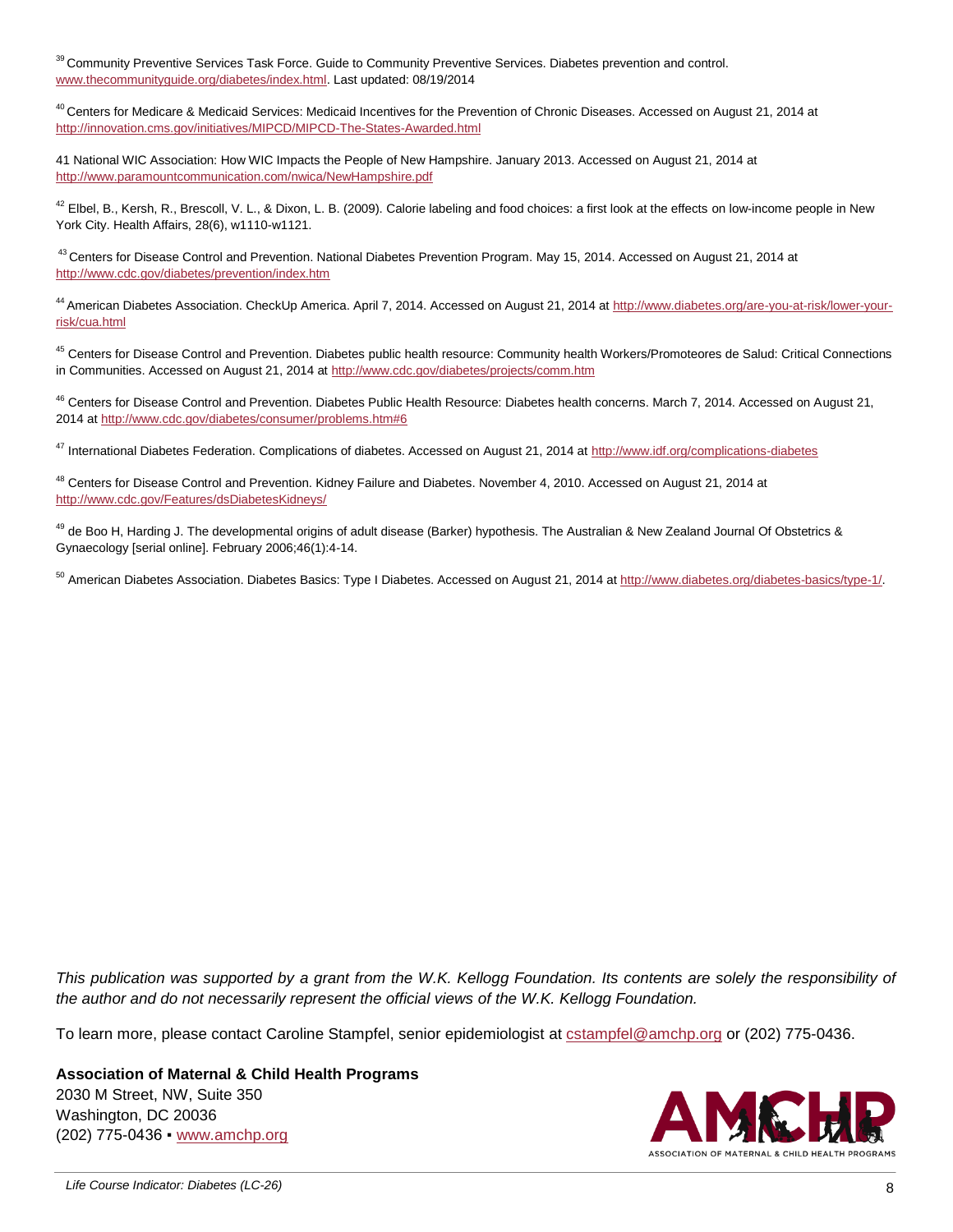[39] Community Preventive Services Task Force. Guide to Community Preventive Services. Diabetes prevention and control. www.thecommunityguide.org/diabetes/index.html. Last updated: 08/19/2014

[40] Centers for Medicare & Medicaid Services: Medicaid Incentives for the Prevention of Chronic Diseases. Accessed on August 21, 2014 at http://innovation.cms.gov/initiatives/MIPCD/MIPCD-The-States-Awarded.html

41 National WIC Association: How WIC Impacts the People of New Hampshire. January 2013. Accessed on August 21, 2014 at http://www.paramountcommunication.com/nwica/NewHampshire.pdf

[42] Elbel, B., Kersh, R., Brescoll, V. L., & Dixon, L. B. (2009). Calorie labeling and food choices: a first look at the effects on low-income people in New York City. Health Affairs, 28(6), w1110-w1121.

[43] Centers for Disease Control and Prevention. National Diabetes Prevention Program. May 15, 2014. Accessed on August 21, 2014 at http://www.cdc.gov/diabetes/prevention/index.htm

[44] American Diabetes Association. CheckUp America. April 7, 2014. Accessed on August 21, 2014 at http://www.diabetes.org/are-you-at-risk/lower-your-risk/cua.html

[45] Centers for Disease Control and Prevention. Diabetes public health resource: Community health Workers/Promoteores de Salud: Critical Connections in Communities. Accessed on August 21, 2014 at http://www.cdc.gov/diabetes/projects/comm.htm

[46] Centers for Disease Control and Prevention. Diabetes Public Health Resource: Diabetes health concerns. March 7, 2014. Accessed on August 21, 2014 at http://www.cdc.gov/diabetes/consumer/problems.htm#6

[47] International Diabetes Federation. Complications of diabetes. Accessed on August 21, 2014 at http://www.idf.org/complications-diabetes

[48] Centers for Disease Control and Prevention. Kidney Failure and Diabetes. November 4, 2010. Accessed on August 21, 2014 at http://www.cdc.gov/Features/dsDiabetesKidneys/

[49] de Boo H, Harding J. The developmental origins of adult disease (Barker) hypothesis. The Australian & New Zealand Journal Of Obstetrics & Gynaecology [serial online]. February 2006;46(1):4-14.

[50] American Diabetes Association. Diabetes Basics: Type I Diabetes. Accessed on August 21, 2014 at http://www.diabetes.org/diabetes-basics/type-1/.

*This publication was supported by a grant from the W.K. Kellogg Foundation. Its contents are solely the responsibility of the author and do not necessarily represent the official views of the W.K. Kellogg Foundation.*

To learn more, please contact Caroline Stampfel, senior epidemiologist at cstampfel@amchp.org or (202) 775-0436.

**Association of Maternal & Child Health Programs**
2030 M Street, NW, Suite 350
Washington, DC 20036
(202) 775-0436 ▪ www.amchp.org

AMCHP
ASSOCIATION OF MATERNAL & CHILD HEALTH PROGRAMS